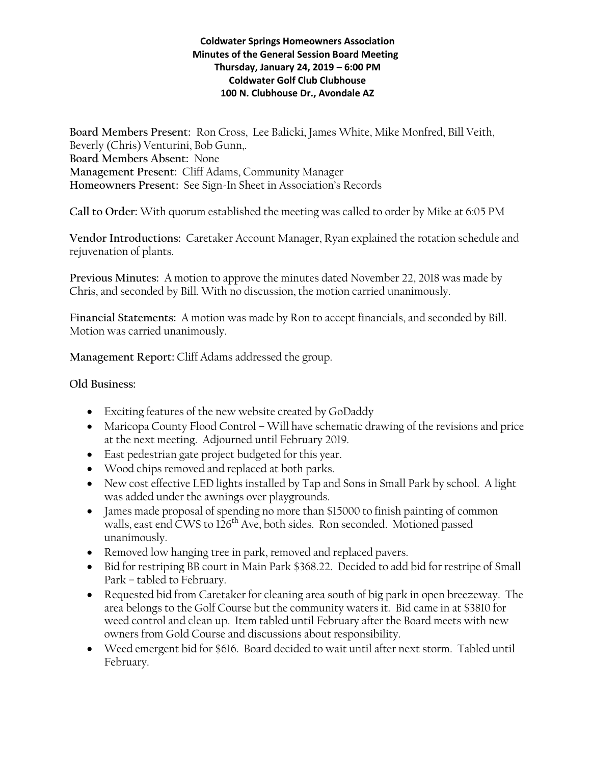**Coldwater Springs Homeowners Association**
**Minutes of the General Session Board Meeting**
**Thursday, January 24, 2019 – 6:00 PM**
**Coldwater Golf Club Clubhouse**
**100 N. Clubhouse Dr., Avondale AZ**

**Board Members Present:** Ron Cross, Lee Balicki, James White, Mike Monfred, Bill Veith, Beverly (Chris) Venturini, Bob Gunn,.
**Board Members Absent:** None
**Management Present:** Cliff Adams, Community Manager
**Homeowners Present:** See Sign-In Sheet in Association's Records

**Call to Order:** With quorum established the meeting was called to order by Mike at 6:05 PM

**Vendor Introductions:** Caretaker Account Manager, Ryan explained the rotation schedule and rejuvenation of plants.

**Previous Minutes:** A motion to approve the minutes dated November 22, 2018 was made by Chris, and seconded by Bill. With no discussion, the motion carried unanimously.

**Financial Statements:** A motion was made by Ron to accept financials, and seconded by Bill. Motion was carried unanimously.

**Management Report:** Cliff Adams addressed the group.

**Old Business:**

- Exciting features of the new website created by GoDaddy
- Maricopa County Flood Control – Will have schematic drawing of the revisions and price at the next meeting. Adjourned until February 2019.
- East pedestrian gate project budgeted for this year.
- Wood chips removed and replaced at both parks.
- New cost effective LED lights installed by Tap and Sons in Small Park by school. A light was added under the awnings over playgrounds.
- James made proposal of spending no more than $15000 to finish painting of common walls, east end CWS to 126th Ave, both sides. Ron seconded. Motioned passed unanimously.
- Removed low hanging tree in park, removed and replaced pavers.
- Bid for restriping BB court in Main Park $368.22. Decided to add bid for restripe of Small Park – tabled to February.
- Requested bid from Caretaker for cleaning area south of big park in open breezeway. The area belongs to the Golf Course but the community waters it. Bid came in at $3810 for weed control and clean up. Item tabled until February after the Board meets with new owners from Gold Course and discussions about responsibility.
- Weed emergent bid for $616. Board decided to wait until after next storm. Tabled until February.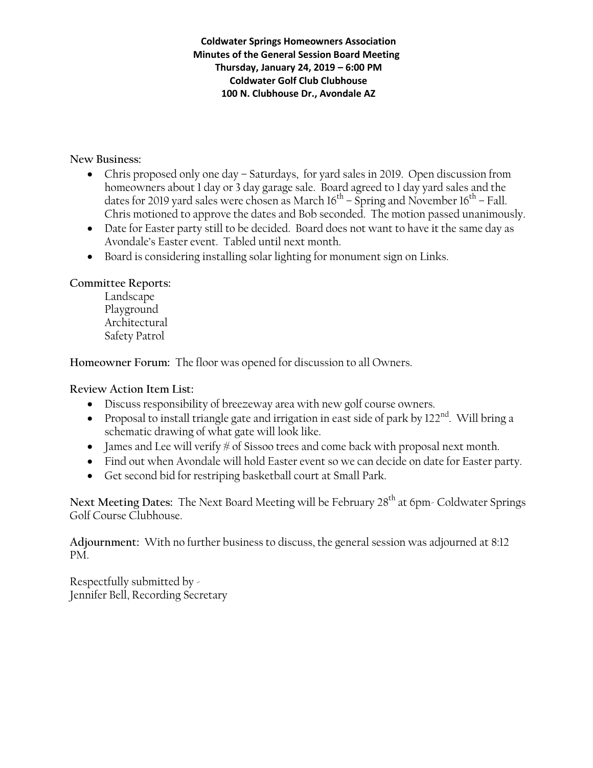**Coldwater Springs Homeowners Association**
**Minutes of the General Session Board Meeting**
**Thursday, January 24, 2019 – 6:00 PM**
**Coldwater Golf Club Clubhouse**
**100 N. Clubhouse Dr., Avondale AZ**

**New Business:**

- Chris proposed only one day – Saturdays, for yard sales in 2019. Open discussion from homeowners about 1 day or 3 day garage sale. Board agreed to 1 day yard sales and the dates for 2019 yard sales were chosen as March 16th – Spring and November 16th – Fall. Chris motioned to approve the dates and Bob seconded. The motion passed unanimously.
- Date for Easter party still to be decided. Board does not want to have it the same day as Avondale's Easter event. Tabled until next month.
- Board is considering installing solar lighting for monument sign on Links.

**Committee Reports:**

Landscape
Playground
Architectural
Safety Patrol

**Homeowner Forum:** The floor was opened for discussion to all Owners.

**Review Action Item List:**

- Discuss responsibility of breezeway area with new golf course owners.
- Proposal to install triangle gate and irrigation in east side of park by 122nd. Will bring a schematic drawing of what gate will look like.
- James and Lee will verify # of Sissoo trees and come back with proposal next month.
- Find out when Avondale will hold Easter event so we can decide on date for Easter party.
- Get second bid for restriping basketball court at Small Park.

**Next Meeting Dates:** The Next Board Meeting will be February 28th at 6pm- Coldwater Springs Golf Course Clubhouse.

**Adjournment:** With no further business to discuss, the general session was adjourned at 8:12 PM.

Respectfully submitted by -
Jennifer Bell, Recording Secretary